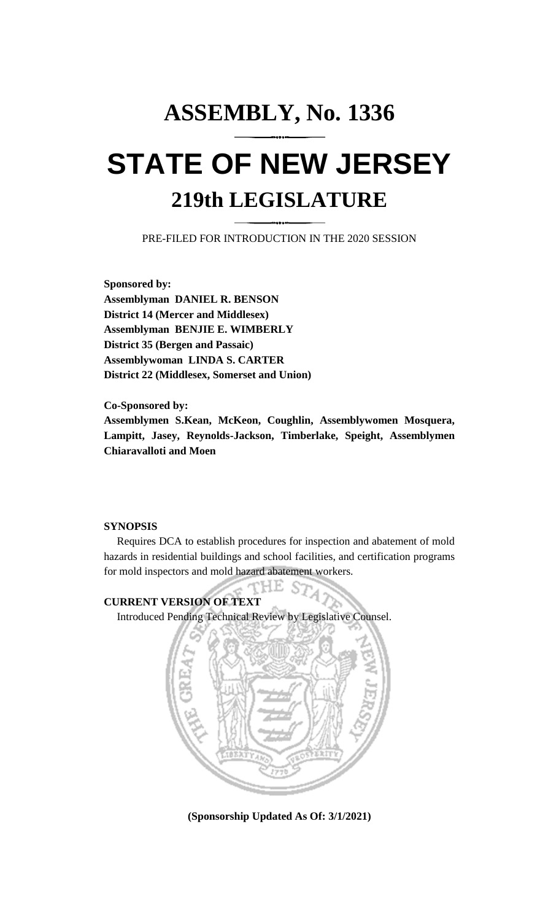# ASSEMBLY, No. 1336

# STATE OF NEW JERSEY

## 219th LEGISLATURE

PRE-FILED FOR INTRODUCTION IN THE 2020 SESSION

**Sponsored by:**
**Assemblyman DANIEL R. BENSON**
**District 14 (Mercer and Middlesex)**
**Assemblyman BENJIE E. WIMBERLY**
**District 35 (Bergen and Passaic)**
**Assemblywoman LINDA S. CARTER**
**District 22 (Middlesex, Somerset and Union)**

**Co-Sponsored by:**
**Assemblymen S.Kean, McKeon, Coughlin, Assemblywomen Mosquera, Lampitt, Jasey, Reynolds-Jackson, Timberlake, Speight, Assemblymen Chiaravalloti and Moen**

**SYNOPSIS**

Requires DCA to establish procedures for inspection and abatement of mold hazards in residential buildings and school facilities, and certification programs for mold inspectors and mold hazard abatement workers.

**CURRENT VERSION OF TEXT**

Introduced Pending Technical Review by Legislative Counsel.

**(Sponsorship Updated As Of: 3/1/2021)**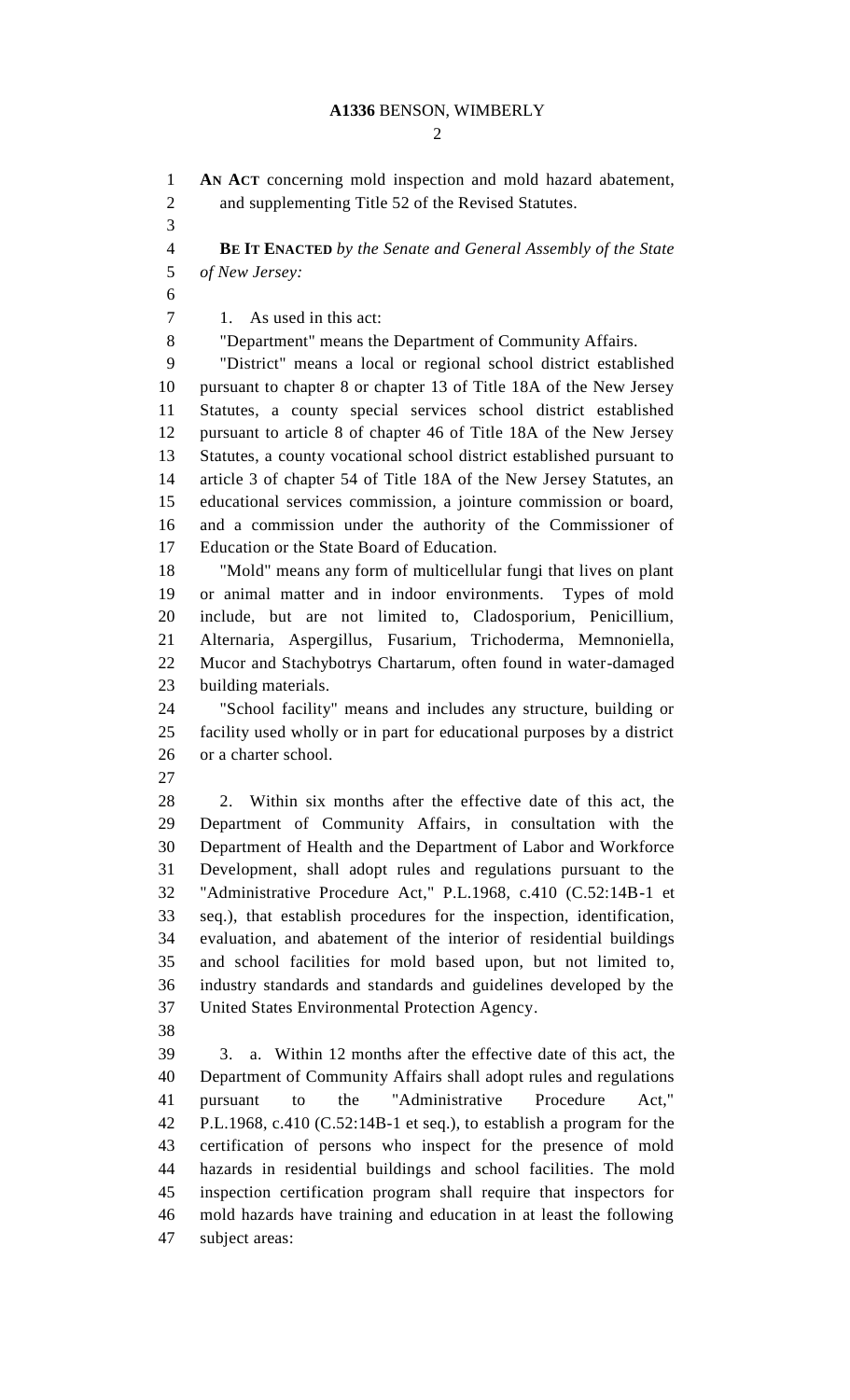**AN ACT** concerning mold inspection and mold hazard abatement, and supplementing Title 52 of the Revised Statutes.

**BE IT ENACTED** *by the Senate and General Assembly of the State of New Jersey:*

1. As used in this act:

"Department" means the Department of Community Affairs.

"District" means a local or regional school district established pursuant to chapter 8 or chapter 13 of Title 18A of the New Jersey Statutes, a county special services school district established pursuant to article 8 of chapter 46 of Title 18A of the New Jersey Statutes, a county vocational school district established pursuant to article 3 of chapter 54 of Title 18A of the New Jersey Statutes, an educational services commission, a jointure commission or board, and a commission under the authority of the Commissioner of Education or the State Board of Education.

"Mold" means any form of multicellular fungi that lives on plant or animal matter and in indoor environments. Types of mold include, but are not limited to, Cladosporium, Penicillium, Alternaria, Aspergillus, Fusarium, Trichoderma, Memnoniella, Mucor and Stachybotrys Chartarum, often found in water-damaged building materials.

"School facility" means and includes any structure, building or facility used wholly or in part for educational purposes by a district or a charter school.

2. Within six months after the effective date of this act, the Department of Community Affairs, in consultation with the Department of Health and the Department of Labor and Workforce Development, shall adopt rules and regulations pursuant to the "Administrative Procedure Act," P.L.1968, c.410 (C.52:14B-1 et seq.), that establish procedures for the inspection, identification, evaluation, and abatement of the interior of residential buildings and school facilities for mold based upon, but not limited to, industry standards and standards and guidelines developed by the United States Environmental Protection Agency.

3. a. Within 12 months after the effective date of this act, the Department of Community Affairs shall adopt rules and regulations pursuant to the "Administrative Procedure Act," P.L.1968, c.410 (C.52:14B-1 et seq.), to establish a program for the certification of persons who inspect for the presence of mold hazards in residential buildings and school facilities. The mold inspection certification program shall require that inspectors for mold hazards have training and education in at least the following subject areas: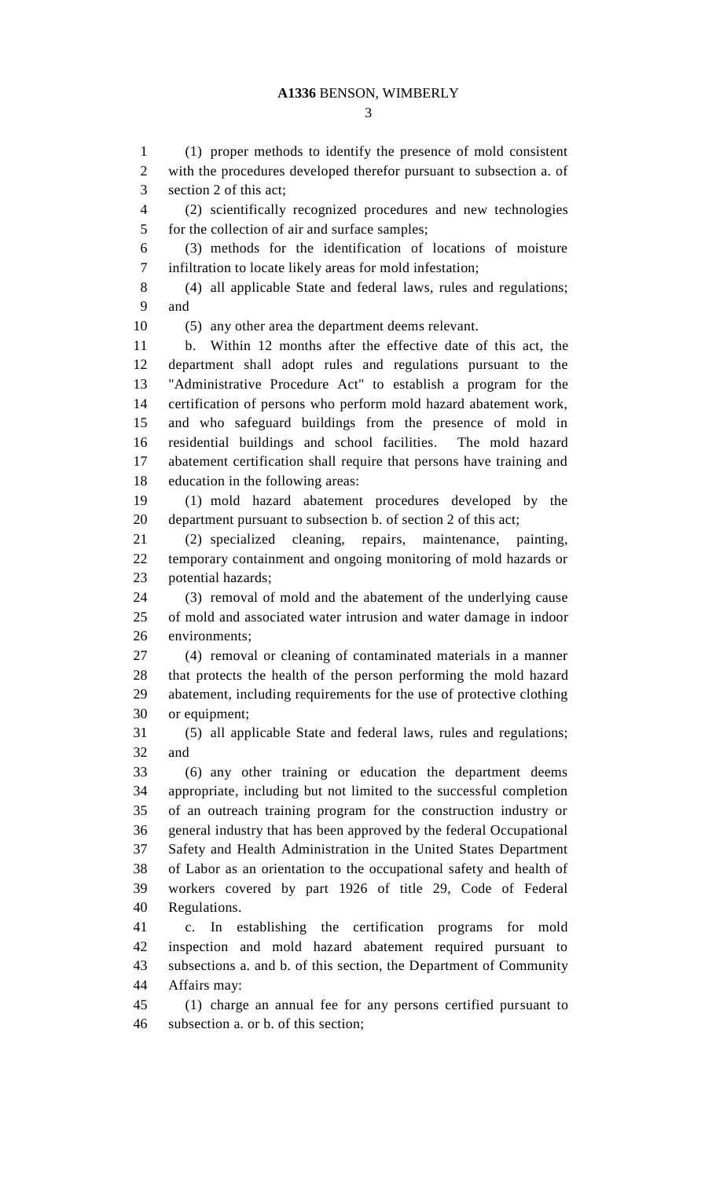(1) proper methods to identify the presence of mold consistent with the procedures developed therefor pursuant to subsection a. of section 2 of this act;

(2) scientifically recognized procedures and new technologies for the collection of air and surface samples;

(3) methods for the identification of locations of moisture infiltration to locate likely areas for mold infestation;

(4) all applicable State and federal laws, rules and regulations; and

(5) any other area the department deems relevant.

b. Within 12 months after the effective date of this act, the department shall adopt rules and regulations pursuant to the "Administrative Procedure Act" to establish a program for the certification of persons who perform mold hazard abatement work, and who safeguard buildings from the presence of mold in residential buildings and school facilities. The mold hazard abatement certification shall require that persons have training and education in the following areas:

(1) mold hazard abatement procedures developed by the department pursuant to subsection b. of section 2 of this act;

(2) specialized cleaning, repairs, maintenance, painting, temporary containment and ongoing monitoring of mold hazards or potential hazards;

(3) removal of mold and the abatement of the underlying cause of mold and associated water intrusion and water damage in indoor environments;

(4) removal or cleaning of contaminated materials in a manner that protects the health of the person performing the mold hazard abatement, including requirements for the use of protective clothing or equipment;

(5) all applicable State and federal laws, rules and regulations; and

(6) any other training or education the department deems appropriate, including but not limited to the successful completion of an outreach training program for the construction industry or general industry that has been approved by the federal Occupational Safety and Health Administration in the United States Department of Labor as an orientation to the occupational safety and health of workers covered by part 1926 of title 29, Code of Federal Regulations.

c. In establishing the certification programs for mold inspection and mold hazard abatement required pursuant to subsections a. and b. of this section, the Department of Community Affairs may:

(1) charge an annual fee for any persons certified pursuant to subsection a. or b. of this section;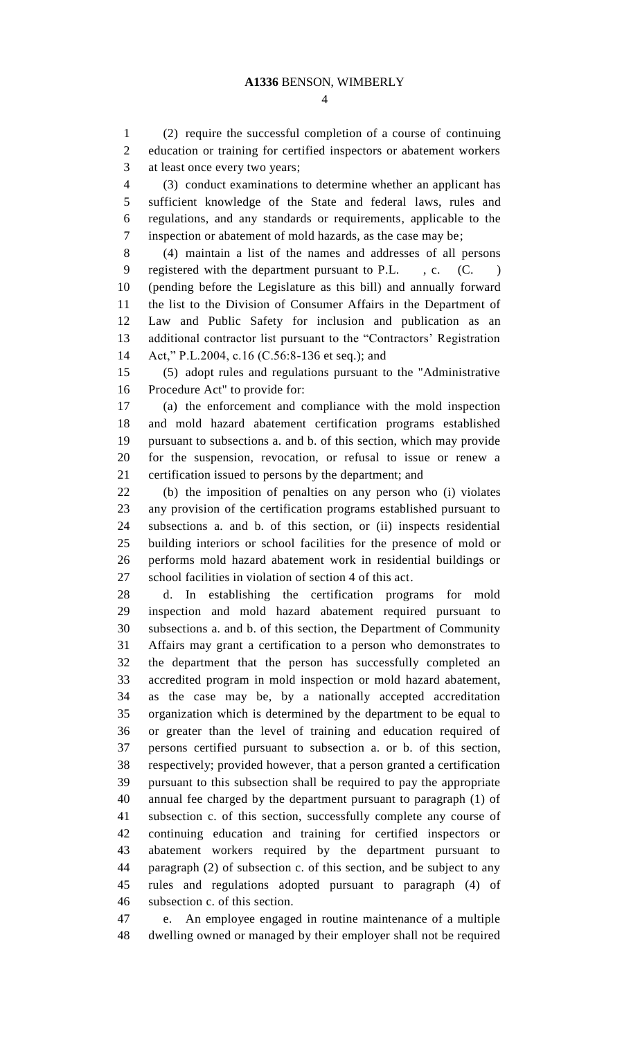(2) require the successful completion of a course of continuing education or training for certified inspectors or abatement workers at least once every two years;

(3) conduct examinations to determine whether an applicant has sufficient knowledge of the State and federal laws, rules and regulations, and any standards or requirements, applicable to the inspection or abatement of mold hazards, as the case may be;

(4) maintain a list of the names and addresses of all persons registered with the department pursuant to P.L. , c. (C. ) (pending before the Legislature as this bill) and annually forward the list to the Division of Consumer Affairs in the Department of Law and Public Safety for inclusion and publication as an additional contractor list pursuant to the "Contractors' Registration Act," P.L.2004, c.16 (C.56:8-136 et seq.); and

(5) adopt rules and regulations pursuant to the "Administrative Procedure Act" to provide for:

(a) the enforcement and compliance with the mold inspection and mold hazard abatement certification programs established pursuant to subsections a. and b. of this section, which may provide for the suspension, revocation, or refusal to issue or renew a certification issued to persons by the department; and

(b) the imposition of penalties on any person who (i) violates any provision of the certification programs established pursuant to subsections a. and b. of this section, or (ii) inspects residential building interiors or school facilities for the presence of mold or performs mold hazard abatement work in residential buildings or school facilities in violation of section 4 of this act.

d. In establishing the certification programs for mold inspection and mold hazard abatement required pursuant to subsections a. and b. of this section, the Department of Community Affairs may grant a certification to a person who demonstrates to the department that the person has successfully completed an accredited program in mold inspection or mold hazard abatement, as the case may be, by a nationally accepted accreditation organization which is determined by the department to be equal to or greater than the level of training and education required of persons certified pursuant to subsection a. or b. of this section, respectively; provided however, that a person granted a certification pursuant to this subsection shall be required to pay the appropriate annual fee charged by the department pursuant to paragraph (1) of subsection c. of this section, successfully complete any course of continuing education and training for certified inspectors or abatement workers required by the department pursuant to paragraph (2) of subsection c. of this section, and be subject to any rules and regulations adopted pursuant to paragraph (4) of subsection c. of this section.

e. An employee engaged in routine maintenance of a multiple dwelling owned or managed by their employer shall not be required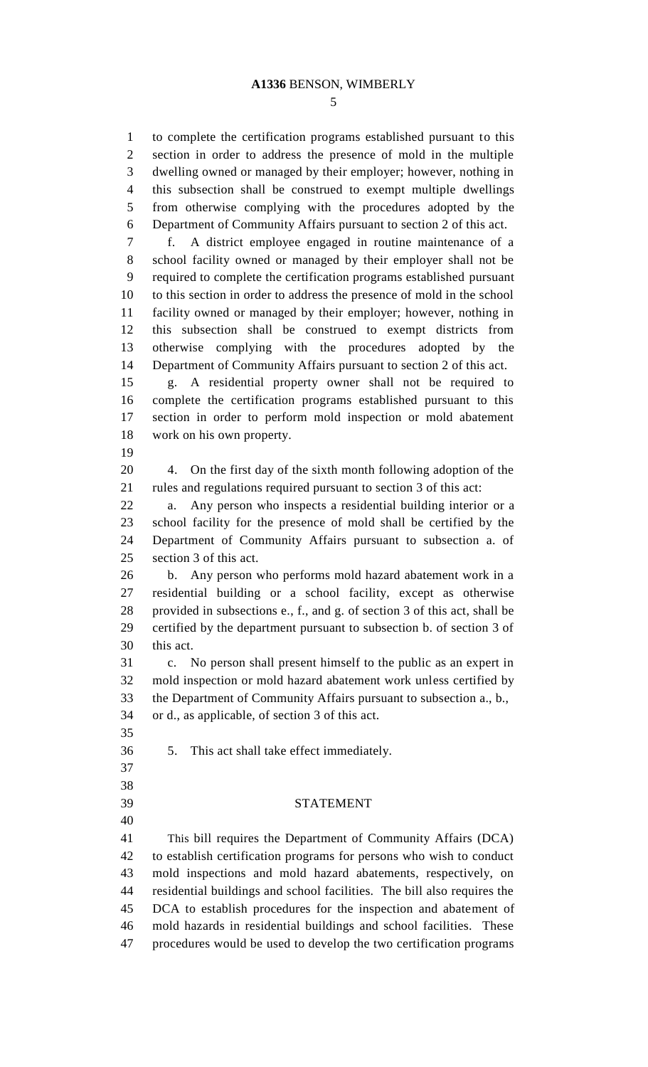to complete the certification programs established pursuant to this section in order to address the presence of mold in the multiple dwelling owned or managed by their employer; however, nothing in this subsection shall be construed to exempt multiple dwellings from otherwise complying with the procedures adopted by the Department of Community Affairs pursuant to section 2 of this act.

f. A district employee engaged in routine maintenance of a school facility owned or managed by their employer shall not be required to complete the certification programs established pursuant to this section in order to address the presence of mold in the school facility owned or managed by their employer; however, nothing in this subsection shall be construed to exempt districts from otherwise complying with the procedures adopted by the Department of Community Affairs pursuant to section 2 of this act.

g. A residential property owner shall not be required to complete the certification programs established pursuant to this section in order to perform mold inspection or mold abatement work on his own property.

4. On the first day of the sixth month following adoption of the rules and regulations required pursuant to section 3 of this act:

a. Any person who inspects a residential building interior or a school facility for the presence of mold shall be certified by the Department of Community Affairs pursuant to subsection a. of section 3 of this act.

b. Any person who performs mold hazard abatement work in a residential building or a school facility, except as otherwise provided in subsections e., f., and g. of section 3 of this act, shall be certified by the department pursuant to subsection b. of section 3 of this act.

c. No person shall present himself to the public as an expert in mold inspection or mold hazard abatement work unless certified by the Department of Community Affairs pursuant to subsection a., b., or d., as applicable, of section 3 of this act.

5. This act shall take effect immediately.

## STATEMENT

This bill requires the Department of Community Affairs (DCA) to establish certification programs for persons who wish to conduct mold inspections and mold hazard abatements, respectively, on residential buildings and school facilities. The bill also requires the DCA to establish procedures for the inspection and abatement of mold hazards in residential buildings and school facilities. These procedures would be used to develop the two certification programs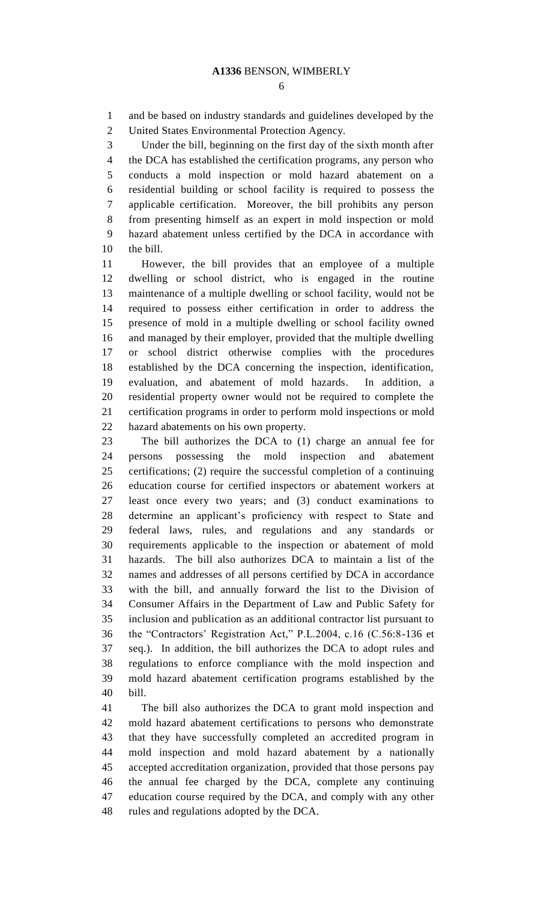and be based on industry standards and guidelines developed by the United States Environmental Protection Agency.

Under the bill, beginning on the first day of the sixth month after the DCA has established the certification programs, any person who conducts a mold inspection or mold hazard abatement on a residential building or school facility is required to possess the applicable certification. Moreover, the bill prohibits any person from presenting himself as an expert in mold inspection or mold hazard abatement unless certified by the DCA in accordance with the bill.

However, the bill provides that an employee of a multiple dwelling or school district, who is engaged in the routine maintenance of a multiple dwelling or school facility, would not be required to possess either certification in order to address the presence of mold in a multiple dwelling or school facility owned and managed by their employer, provided that the multiple dwelling or school district otherwise complies with the procedures established by the DCA concerning the inspection, identification, evaluation, and abatement of mold hazards. In addition, a residential property owner would not be required to complete the certification programs in order to perform mold inspections or mold hazard abatements on his own property.

The bill authorizes the DCA to (1) charge an annual fee for persons possessing the mold inspection and abatement certifications; (2) require the successful completion of a continuing education course for certified inspectors or abatement workers at least once every two years; and (3) conduct examinations to determine an applicant's proficiency with respect to State and federal laws, rules, and regulations and any standards or requirements applicable to the inspection or abatement of mold hazards. The bill also authorizes DCA to maintain a list of the names and addresses of all persons certified by DCA in accordance with the bill, and annually forward the list to the Division of Consumer Affairs in the Department of Law and Public Safety for inclusion and publication as an additional contractor list pursuant to the "Contractors' Registration Act," P.L.2004, c.16 (C.56:8-136 et seq.). In addition, the bill authorizes the DCA to adopt rules and regulations to enforce compliance with the mold inspection and mold hazard abatement certification programs established by the bill.

The bill also authorizes the DCA to grant mold inspection and mold hazard abatement certifications to persons who demonstrate that they have successfully completed an accredited program in mold inspection and mold hazard abatement by a nationally accepted accreditation organization, provided that those persons pay the annual fee charged by the DCA, complete any continuing education course required by the DCA, and comply with any other rules and regulations adopted by the DCA.